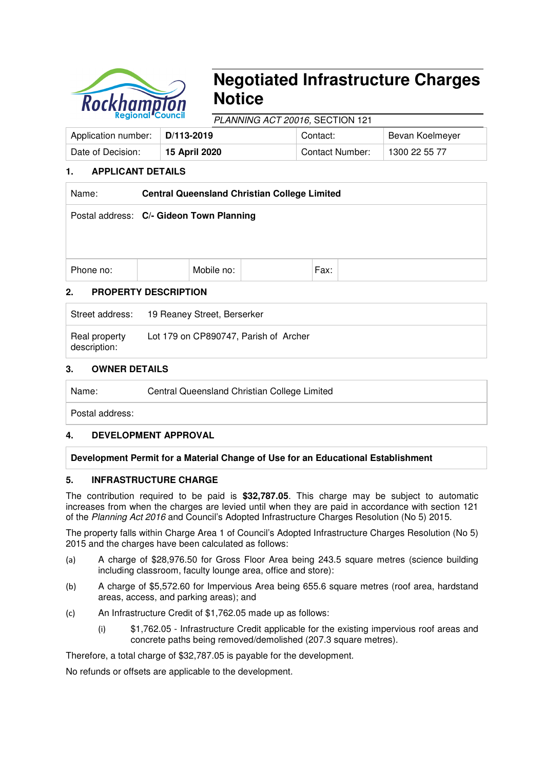# Negotiated Infrastructure Charges Notice

*PLANNING ACT 20016,* SECTION 121

| Application number: | **D/113-2019** | Contact: | Bevan Koelmeyer |
|---|---|---|---|
| Date of Decision: | **15 April 2020** | Contact Number: | 1300 22 55 77 |

## 1. APPLICANT DETAILS

| | | | | | |
|---|---|---|---|---|---|
| Name: | **Central Queensland Christian College Limited** | | | | |
| Postal address: | **C/- Gideon Town Planning** | | | | |
| Phone no: | | Mobile no: | | Fax: | |

## 2. PROPERTY DESCRIPTION

| | |
|---|---|
| Street address: | 19 Reaney Street, Berserker |
| Real property description: | Lot 179 on CP890747, Parish of Archer |

## 3. OWNER DETAILS

| | |
|---|---|
| Name: | Central Queensland Christian College Limited |
| Postal address: | |

## 4. DEVELOPMENT APPROVAL

**Development Permit for a Material Change of Use for an Educational Establishment**

## 5. INFRASTRUCTURE CHARGE

The contribution required to be paid is **$32,787.05**. This charge may be subject to automatic increases from when the charges are levied until when they are paid in accordance with section 121 of the *Planning Act 2016* and Council's Adopted Infrastructure Charges Resolution (No 5) 2015.

The property falls within Charge Area 1 of Council's Adopted Infrastructure Charges Resolution (No 5) 2015 and the charges have been calculated as follows:

(a) A charge of $28,976.50 for Gross Floor Area being 243.5 square metres (science building including classroom, faculty lounge area, office and store):

(b) A charge of $5,572.60 for Impervious Area being 655.6 square metres (roof area, hardstand areas, access, and parking areas); and

(c) An Infrastructure Credit of $1,762.05 made up as follows:

  (i) $1,762.05 - Infrastructure Credit applicable for the existing impervious roof areas and concrete paths being removed/demolished (207.3 square metres).

Therefore, a total charge of $32,787.05 is payable for the development.

No refunds or offsets are applicable to the development.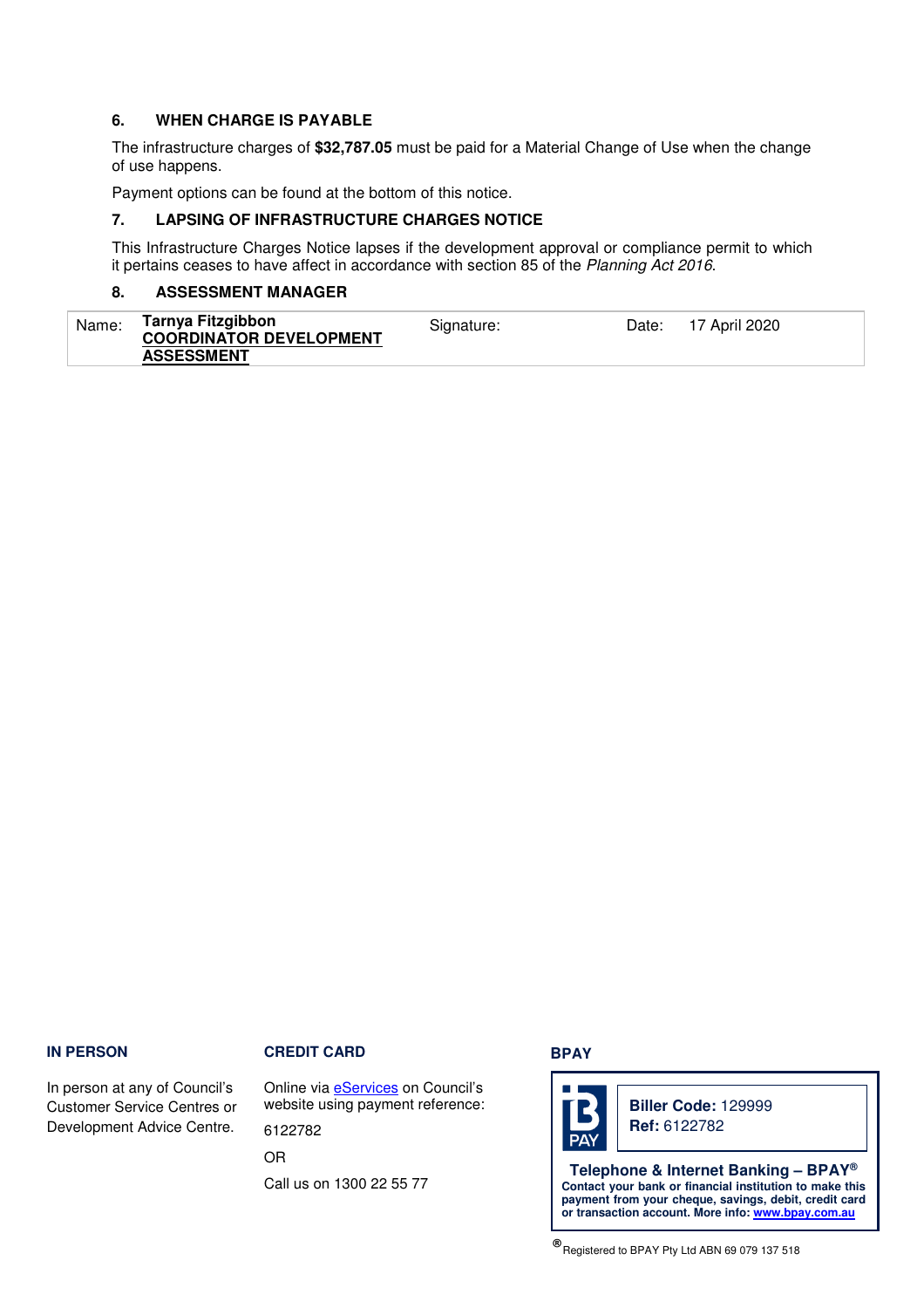### 6. WHEN CHARGE IS PAYABLE

The infrastructure charges of **$32,787.05** must be paid for a Material Change of Use when the change of use happens.

Payment options can be found at the bottom of this notice.

### 7. LAPSING OF INFRASTRUCTURE CHARGES NOTICE

This Infrastructure Charges Notice lapses if the development approval or compliance permit to which it pertains ceases to have affect in accordance with section 85 of the *Planning Act 2016*.

### 8. ASSESSMENT MANAGER

| | | | | | |
|---|---|---|---|---|---|
| Name: | **Tarnya Fitzgibbon** **COORDINATOR DEVELOPMENT ASSESSMENT** | Signature: | | Date: | 17 April 2020 |

**IN PERSON**

In person at any of Council's Customer Service Centres or Development Advice Centre.

**CREDIT CARD**

Online via eServices on Council's website using payment reference:

6122782

OR

Call us on 1300 22 55 77

**BPAY**

**Biller Code:** 129999
**Ref:** 6122782

**Telephone & Internet Banking – BPAY®**
**Contact your bank or financial institution to make this payment from your cheque, savings, debit, credit card or transaction account. More info: www.bpay.com.au**

® Registered to BPAY Pty Ltd ABN 69 079 137 518